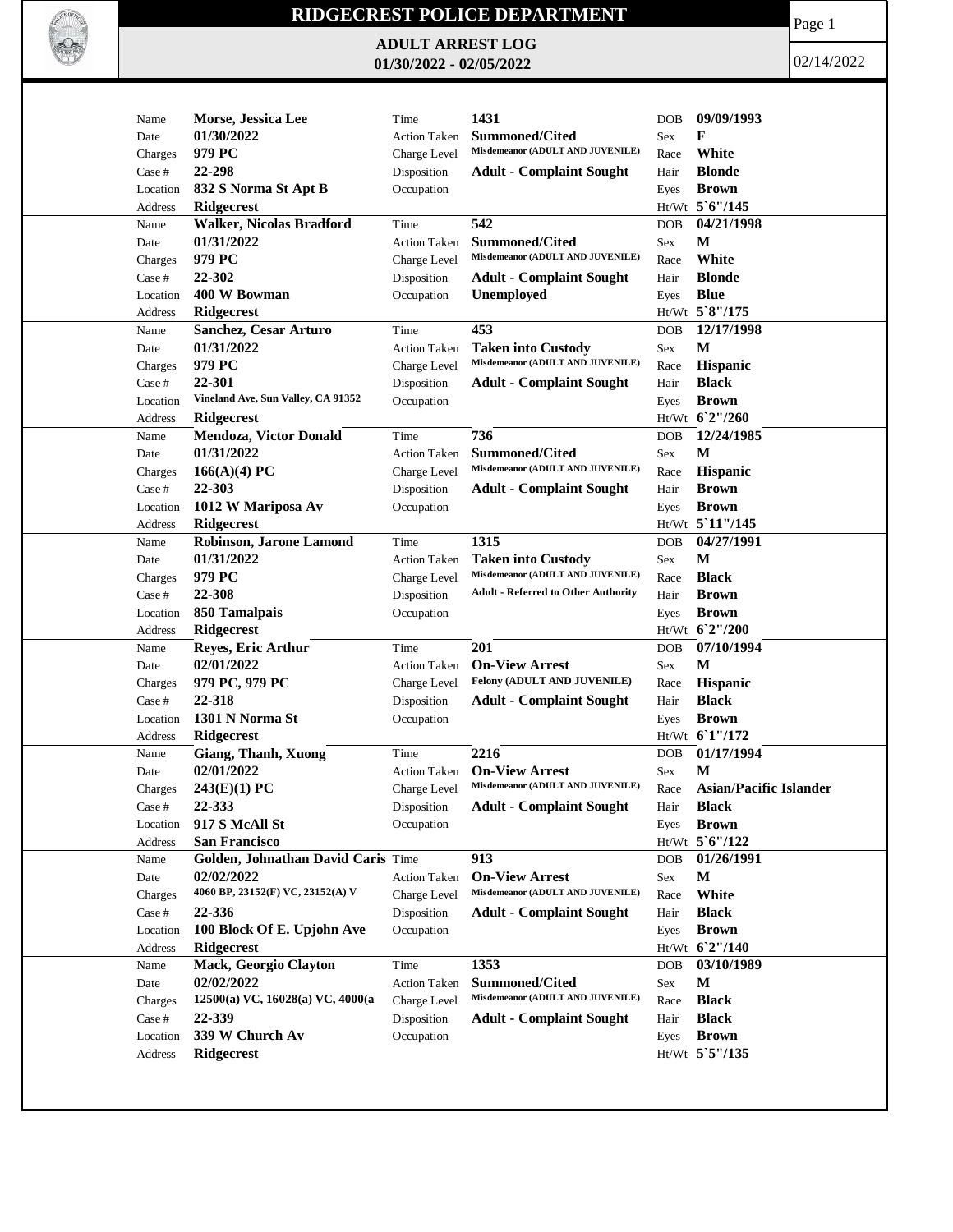# RIDGECREST POLICE DEPARTMENT

## ADULT ARREST LOG

**01/30/2022 - 02/05/2022**

02/14/2022

| | | | | | |
|---|---|---|---|---|---|
| Name | **Morse, Jessica Lee** | Time | **1431** | DOB | **09/09/1993** |
| Date | **01/30/2022** | Action Taken | **Summoned/Cited** | Sex | **F** |
| Charges | **979 PC** | Charge Level | **Misdemeanor (ADULT AND JUVENILE)** | Race | **White** |
| Case # | **22-298** | Disposition | **Adult - Complaint Sought** | Hair | **Blonde** |
| Location | **832 S Norma St Apt B** | Occupation | | Eyes | **Brown** |
| Address | **Ridgecrest** | | | Ht/Wt | **5`6"/145** |

| | | | | | |
|---|---|---|---|---|---|
| Name | **Walker, Nicolas Bradford** | Time | **542** | DOB | **04/21/1998** |
| Date | **01/31/2022** | Action Taken | **Summoned/Cited** | Sex | **M** |
| Charges | **979 PC** | Charge Level | **Misdemeanor (ADULT AND JUVENILE)** | Race | **White** |
| Case # | **22-302** | Disposition | **Adult - Complaint Sought** | Hair | **Blonde** |
| Location | **400 W Bowman** | Occupation | **Unemployed** | Eyes | **Blue** |
| Address | **Ridgecrest** | | | Ht/Wt | **5`8"/175** |

| | | | | | |
|---|---|---|---|---|---|
| Name | **Sanchez, Cesar Arturo** | Time | **453** | DOB | **12/17/1998** |
| Date | **01/31/2022** | Action Taken | **Taken into Custody** | Sex | **M** |
| Charges | **979 PC** | Charge Level | **Misdemeanor (ADULT AND JUVENILE)** | Race | **Hispanic** |
| Case # | **22-301** | Disposition | **Adult - Complaint Sought** | Hair | **Black** |
| Location | **Vineland Ave, Sun Valley, CA 91352** | Occupation | | Eyes | **Brown** |
| Address | **Ridgecrest** | | | Ht/Wt | **6`2"/260** |

| | | | | | |
|---|---|---|---|---|---|
| Name | **Mendoza, Victor Donald** | Time | **736** | DOB | **12/24/1985** |
| Date | **01/31/2022** | Action Taken | **Summoned/Cited** | Sex | **M** |
| Charges | **166(A)(4) PC** | Charge Level | **Misdemeanor (ADULT AND JUVENILE)** | Race | **Hispanic** |
| Case # | **22-303** | Disposition | **Adult - Complaint Sought** | Hair | **Brown** |
| Location | **1012 W Mariposa Av** | Occupation | | Eyes | **Brown** |
| Address | **Ridgecrest** | | | Ht/Wt | **5`11"/145** |

| | | | | | |
|---|---|---|---|---|---|
| Name | **Robinson, Jarone Lamond** | Time | **1315** | DOB | **04/27/1991** |
| Date | **01/31/2022** | Action Taken | **Taken into Custody** | Sex | **M** |
| Charges | **979 PC** | Charge Level | **Misdemeanor (ADULT AND JUVENILE)** | Race | **Black** |
| Case # | **22-308** | Disposition | **Adult - Referred to Other Authority** | Hair | **Brown** |
| Location | **850 Tamalpais** | Occupation | | Eyes | **Brown** |
| Address | **Ridgecrest** | | | Ht/Wt | **6`2"/200** |

| | | | | | |
|---|---|---|---|---|---|
| Name | **Reyes, Eric Arthur** | Time | **201** | DOB | **07/10/1994** |
| Date | **02/01/2022** | Action Taken | **On-View Arrest** | Sex | **M** |
| Charges | **979 PC, 979 PC** | Charge Level | **Felony (ADULT AND JUVENILE)** | Race | **Hispanic** |
| Case # | **22-318** | Disposition | **Adult - Complaint Sought** | Hair | **Black** |
| Location | **1301 N Norma St** | Occupation | | Eyes | **Brown** |
| Address | **Ridgecrest** | | | Ht/Wt | **6`1"/172** |

| | | | | | |
|---|---|---|---|---|---|
| Name | **Giang, Thanh, Xuong** | Time | **2216** | DOB | **01/17/1994** |
| Date | **02/01/2022** | Action Taken | **On-View Arrest** | Sex | **M** |
| Charges | **243(E)(1) PC** | Charge Level | **Misdemeanor (ADULT AND JUVENILE)** | Race | **Asian/Pacific Islander** |
| Case # | **22-333** | Disposition | **Adult - Complaint Sought** | Hair | **Black** |
| Location | **917 S McAll St** | Occupation | | Eyes | **Brown** |
| Address | **San Francisco** | | | Ht/Wt | **5`6"/122** |

| | | | | | |
|---|---|---|---|---|---|
| Name | **Golden, Johnathan David Caris** | Time | **913** | DOB | **01/26/1991** |
| Date | **02/02/2022** | Action Taken | **On-View Arrest** | Sex | **M** |
| Charges | **4060 BP, 23152(F) VC, 23152(A) V** | Charge Level | **Misdemeanor (ADULT AND JUVENILE)** | Race | **White** |
| Case # | **22-336** | Disposition | **Adult - Complaint Sought** | Hair | **Black** |
| Location | **100 Block Of E. Upjohn Ave** | Occupation | | Eyes | **Brown** |
| Address | **Ridgecrest** | | | Ht/Wt | **6`2"/140** |

| | | | | | |
|---|---|---|---|---|---|
| Name | **Mack, Georgio Clayton** | Time | **1353** | DOB | **03/10/1989** |
| Date | **02/02/2022** | Action Taken | **Summoned/Cited** | Sex | **M** |
| Charges | **12500(a) VC, 16028(a) VC, 4000(a** | Charge Level | **Misdemeanor (ADULT AND JUVENILE)** | Race | **Black** |
| Case # | **22-339** | Disposition | **Adult - Complaint Sought** | Hair | **Black** |
| Location | **339 W Church Av** | Occupation | | Eyes | **Brown** |
| Address | **Ridgecrest** | | | Ht/Wt | **5`5"/135** |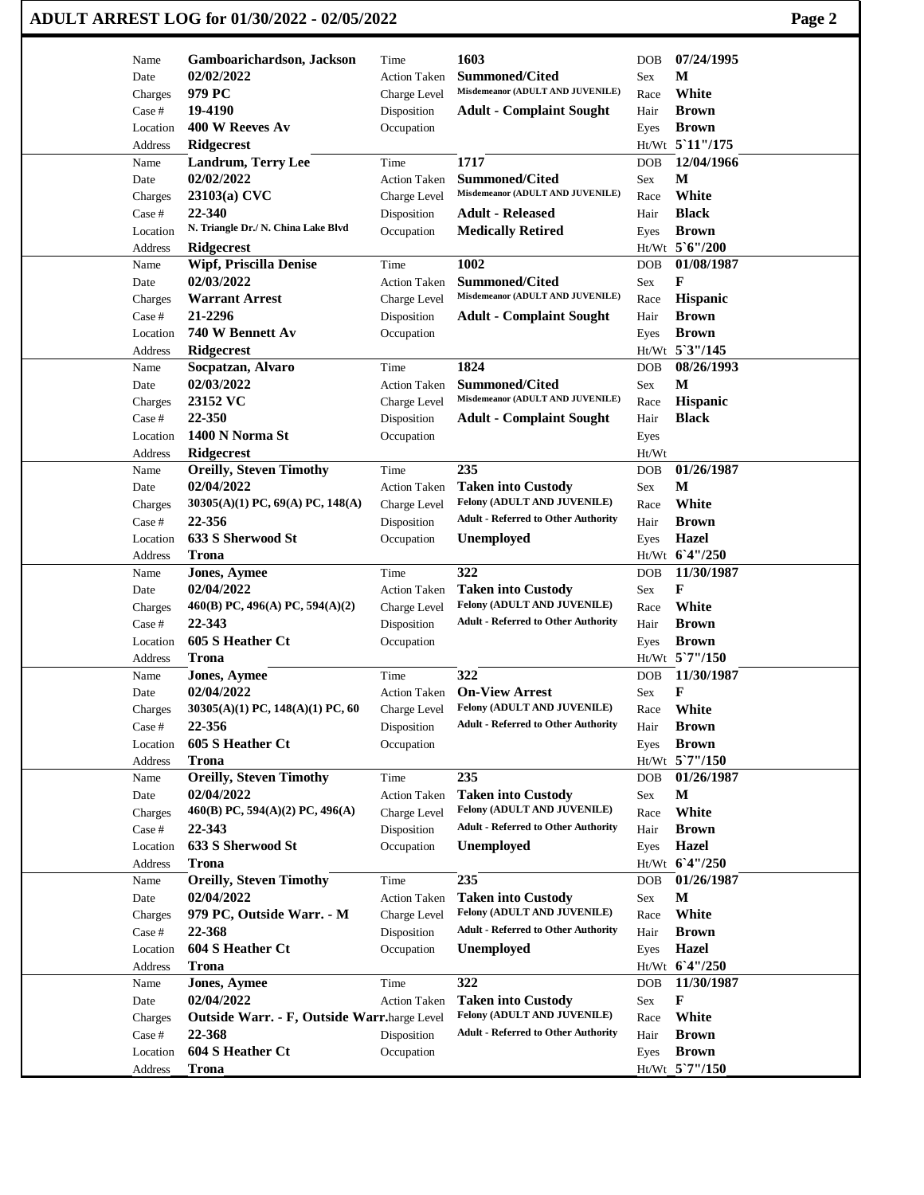# ADULT ARREST LOG for 01/30/2022 - 02/05/2022

| Field | Value | Field | Value | Field | Value |
|---|---|---|---|---|---|
| Name | Gamboarichardson, Jackson | Time | 1603 | DOB | 07/24/1995 |
| Date | 02/02/2022 | Action Taken | Summoned/Cited | Sex | M |
| Charges | 979 PC | Charge Level | Misdemeanor (ADULT AND JUVENILE) | Race | White |
| Case # | 19-4190 | Disposition | Adult - Complaint Sought | Hair | Brown |
| Location | 400 W Reeves Av | Occupation | | Eyes | Brown |
| Address | Ridgecrest | | | Ht/Wt | 5`11"/175 |
| Name | Landrum, Terry Lee | Time | 1717 | DOB | 12/04/1966 |
| Date | 02/02/2022 | Action Taken | Summoned/Cited | Sex | M |
| Charges | 23103(a) CVC | Charge Level | Misdemeanor (ADULT AND JUVENILE) | Race | White |
| Case # | 22-340 | Disposition | Adult - Released | Hair | Black |
| Location | N. Triangle Dr./ N. China Lake Blvd | Occupation | Medically Retired | Eyes | Brown |
| Address | Ridgecrest | | | Ht/Wt | 5`6"/200 |
| Name | Wipf, Priscilla Denise | Time | 1002 | DOB | 01/08/1987 |
| Date | 02/03/2022 | Action Taken | Summoned/Cited | Sex | F |
| Charges | Warrant Arrest | Charge Level | Misdemeanor (ADULT AND JUVENILE) | Race | Hispanic |
| Case # | 21-2296 | Disposition | Adult - Complaint Sought | Hair | Brown |
| Location | 740 W Bennett Av | Occupation | | Eyes | Brown |
| Address | Ridgecrest | | | Ht/Wt | 5`3"/145 |
| Name | Socpatzan, Alvaro | Time | 1824 | DOB | 08/26/1993 |
| Date | 02/03/2022 | Action Taken | Summoned/Cited | Sex | M |
| Charges | 23152 VC | Charge Level | Misdemeanor (ADULT AND JUVENILE) | Race | Hispanic |
| Case # | 22-350 | Disposition | Adult - Complaint Sought | Hair | Black |
| Location | 1400 N Norma St | Occupation | | Eyes | |
| Address | Ridgecrest | | | Ht/Wt | |
| Name | Oreilly, Steven Timothy | Time | 235 | DOB | 01/26/1987 |
| Date | 02/04/2022 | Action Taken | Taken into Custody | Sex | M |
| Charges | 30305(A)(1) PC, 69(A) PC, 148(A) | Charge Level | Felony (ADULT AND JUVENILE) | Race | White |
| Case # | 22-356 | Disposition | Adult - Referred to Other Authority | Hair | Brown |
| Location | 633 S Sherwood St | Occupation | Unemployed | Eyes | Hazel |
| Address | Trona | | | Ht/Wt | 6`4"/250 |
| Name | Jones, Aymee | Time | 322 | DOB | 11/30/1987 |
| Date | 02/04/2022 | Action Taken | Taken into Custody | Sex | F |
| Charges | 460(B) PC, 496(A) PC, 594(A)(2) | Charge Level | Felony (ADULT AND JUVENILE) | Race | White |
| Case # | 22-343 | Disposition | Adult - Referred to Other Authority | Hair | Brown |
| Location | 605 S Heather Ct | Occupation | | Eyes | Brown |
| Address | Trona | | | Ht/Wt | 5`7"/150 |
| Name | Jones, Aymee | Time | 322 | DOB | 11/30/1987 |
| Date | 02/04/2022 | Action Taken | On-View Arrest | Sex | F |
| Charges | 30305(A)(1) PC, 148(A)(1) PC, 60 | Charge Level | Felony (ADULT AND JUVENILE) | Race | White |
| Case # | 22-356 | Disposition | Adult - Referred to Other Authority | Hair | Brown |
| Location | 605 S Heather Ct | Occupation | | Eyes | Brown |
| Address | Trona | | | Ht/Wt | 5`7"/150 |
| Name | Oreilly, Steven Timothy | Time | 235 | DOB | 01/26/1987 |
| Date | 02/04/2022 | Action Taken | Taken into Custody | Sex | M |
| Charges | 460(B) PC, 594(A)(2) PC, 496(A) | Charge Level | Felony (ADULT AND JUVENILE) | Race | White |
| Case # | 22-343 | Disposition | Adult - Referred to Other Authority | Hair | Brown |
| Location | 633 S Sherwood St | Occupation | Unemployed | Eyes | Hazel |
| Address | Trona | | | Ht/Wt | 6`4"/250 |
| Name | Oreilly, Steven Timothy | Time | 235 | DOB | 01/26/1987 |
| Date | 02/04/2022 | Action Taken | Taken into Custody | Sex | M |
| Charges | 979 PC, Outside Warr. - M | Charge Level | Felony (ADULT AND JUVENILE) | Race | White |
| Case # | 22-368 | Disposition | Adult - Referred to Other Authority | Hair | Brown |
| Location | 604 S Heather Ct | Occupation | Unemployed | Eyes | Hazel |
| Address | Trona | | | Ht/Wt | 6`4"/250 |
| Name | Jones, Aymee | Time | 322 | DOB | 11/30/1987 |
| Date | 02/04/2022 | Action Taken | Taken into Custody | Sex | F |
| Charges | Outside Warr. - F, Outside Warr. | Charge Level | Felony (ADULT AND JUVENILE) | Race | White |
| Case # | 22-368 | Disposition | Adult - Referred to Other Authority | Hair | Brown |
| Location | 604 S Heather Ct | Occupation | | Eyes | Brown |
| Address | Trona | | | Ht/Wt | 5`7"/150 |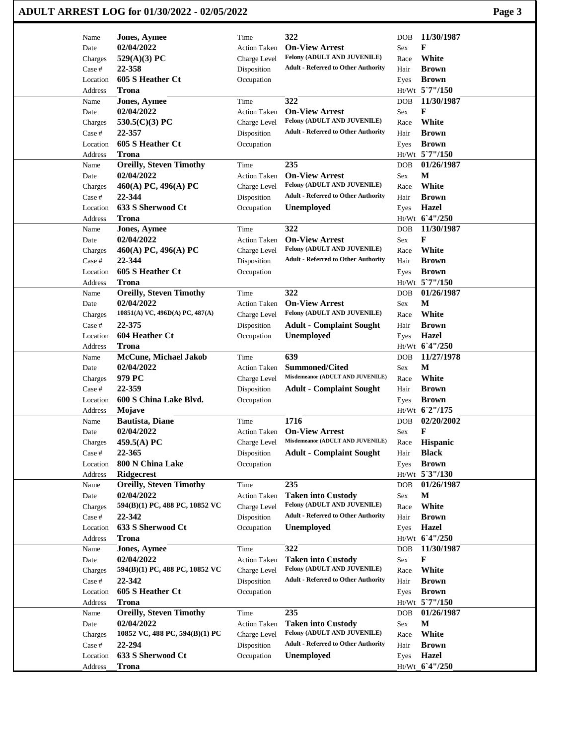# ADULT ARREST LOG for 01/30/2022 - 02/05/2022

| Name | Date | Charges | Case # | Location | Address | Time | Action Taken | Charge Level | Disposition | Occupation | DOB | Sex | Race | Hair | Eyes | Ht/Wt |
|---|---|---|---|---|---|---|---|---|---|---|---|---|---|---|---|---|
| **Jones, Aymee** | **02/04/2022** | **529(A)(3) PC** | **22-358** | **605 S Heather Ct** | **Trona** | **322** | **On-View Arrest** | **Felony (ADULT AND JUVENILE)** | **Adult - Referred to Other Authority** | | **11/30/1987** | **F** | **White** | **Brown** | **Brown** | **5`7"/150** |
| **Jones, Aymee** | **02/04/2022** | **530.5(C)(3) PC** | **22-357** | **605 S Heather Ct** | **Trona** | **322** | **On-View Arrest** | **Felony (ADULT AND JUVENILE)** | **Adult - Referred to Other Authority** | | **11/30/1987** | **F** | **White** | **Brown** | **Brown** | **5`7"/150** |
| **Oreilly, Steven Timothy** | **02/04/2022** | **460(A) PC, 496(A) PC** | **22-344** | **633 S Sherwood Ct** | **Trona** | **235** | **On-View Arrest** | **Felony (ADULT AND JUVENILE)** | **Adult - Referred to Other Authority** | **Unemployed** | **01/26/1987** | **M** | **White** | **Brown** | **Hazel** | **6`4"/250** |
| **Jones, Aymee** | **02/04/2022** | **460(A) PC, 496(A) PC** | **22-344** | **605 S Heather Ct** | **Trona** | **322** | **On-View Arrest** | **Felony (ADULT AND JUVENILE)** | **Adult - Referred to Other Authority** | | **11/30/1987** | **F** | **White** | **Brown** | **Brown** | **5`7"/150** |
| **Oreilly, Steven Timothy** | **02/04/2022** | **10851(A) VC, 496D(A) PC, 487(A)** | **22-375** | **604 Heather Ct** | **Trona** | **322** | **On-View Arrest** | **Felony (ADULT AND JUVENILE)** | **Adult - Complaint Sought** | **Unemployed** | **01/26/1987** | **M** | **White** | **Brown** | **Hazel** | **6`4"/250** |
| **McCune, Michael Jakob** | **02/04/2022** | **979 PC** | **22-359** | **600 S China Lake Blvd.** | **Mojave** | **639** | **Summoned/Cited** | **Misdemeanor (ADULT AND JUVENILE)** | **Adult - Complaint Sought** | | **11/27/1978** | **M** | **White** | **Brown** | **Brown** | **6`2"/175** |
| **Bautista, Diane** | **02/04/2022** | **459.5(A) PC** | **22-365** | **800 N China Lake** | **Ridgecrest** | **1716** | **On-View Arrest** | **Misdemeanor (ADULT AND JUVENILE)** | **Adult - Complaint Sought** | | **02/20/2002** | **F** | **Hispanic** | **Black** | **Brown** | **5`3"/130** |
| **Oreilly, Steven Timothy** | **02/04/2022** | **594(B)(1) PC, 488 PC, 10852 VC** | **22-342** | **633 S Sherwood Ct** | **Trona** | **235** | **Taken into Custody** | **Felony (ADULT AND JUVENILE)** | **Adult - Referred to Other Authority** | **Unemployed** | **01/26/1987** | **M** | **White** | **Brown** | **Hazel** | **6`4"/250** |
| **Jones, Aymee** | **02/04/2022** | **594(B)(1) PC, 488 PC, 10852 VC** | **22-342** | **605 S Heather Ct** | **Trona** | **322** | **Taken into Custody** | **Felony (ADULT AND JUVENILE)** | **Adult - Referred to Other Authority** | | **11/30/1987** | **F** | **White** | **Brown** | **Brown** | **5`7"/150** |
| **Oreilly, Steven Timothy** | **02/04/2022** | **10852 VC, 488 PC, 594(B)(1) PC** | **22-294** | **633 S Sherwood Ct** | **Trona** | **235** | **Taken into Custody** | **Felony (ADULT AND JUVENILE)** | **Adult - Referred to Other Authority** | **Unemployed** | **01/26/1987** | **M** | **White** | **Brown** | **Hazel** | **6`4"/250** |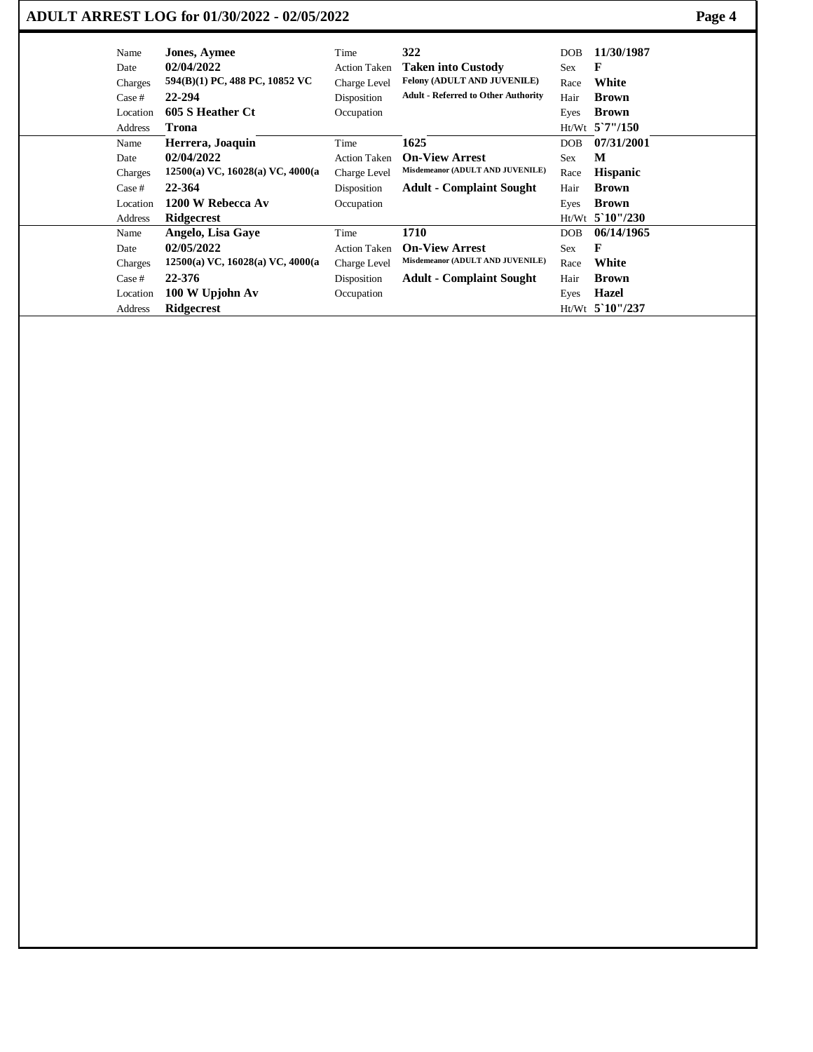# ADULT ARREST LOG for 01/30/2022 - 02/05/2022

| | | | | | |
|---|---|---|---|---|---|
| Name | **Jones, Aymee** | Time | **322** | DOB | **11/30/1987** |
| Date | **02/04/2022** | Action Taken | **Taken into Custody** | Sex | **F** |
| Charges | **594(B)(1) PC, 488 PC, 10852 VC** | Charge Level | **Felony (ADULT AND JUVENILE)** | Race | **White** |
| Case # | **22-294** | Disposition | **Adult - Referred to Other Authority** | Hair | **Brown** |
| Location | **605 S Heather Ct** | Occupation | | Eyes | **Brown** |
| Address | **Trona** | | | Ht/Wt | **5`7"/150** |

| | | | | | |
|---|---|---|---|---|---|
| Name | **Herrera, Joaquin** | Time | **1625** | DOB | **07/31/2001** |
| Date | **02/04/2022** | Action Taken | **On-View Arrest** | Sex | **M** |
| Charges | **12500(a) VC, 16028(a) VC, 4000(a** | Charge Level | **Misdemeanor (ADULT AND JUVENILE)** | Race | **Hispanic** |
| Case # | **22-364** | Disposition | **Adult - Complaint Sought** | Hair | **Brown** |
| Location | **1200 W Rebecca Av** | Occupation | | Eyes | **Brown** |
| Address | **Ridgecrest** | | | Ht/Wt | **5`10"/230** |

| | | | | | |
|---|---|---|---|---|---|
| Name | **Angelo, Lisa Gaye** | Time | **1710** | DOB | **06/14/1965** |
| Date | **02/05/2022** | Action Taken | **On-View Arrest** | Sex | **F** |
| Charges | **12500(a) VC, 16028(a) VC, 4000(a** | Charge Level | **Misdemeanor (ADULT AND JUVENILE)** | Race | **White** |
| Case # | **22-376** | Disposition | **Adult - Complaint Sought** | Hair | **Brown** |
| Location | **100 W Upjohn Av** | Occupation | | Eyes | **Hazel** |
| Address | **Ridgecrest** | | | Ht/Wt | **5`10"/237** |